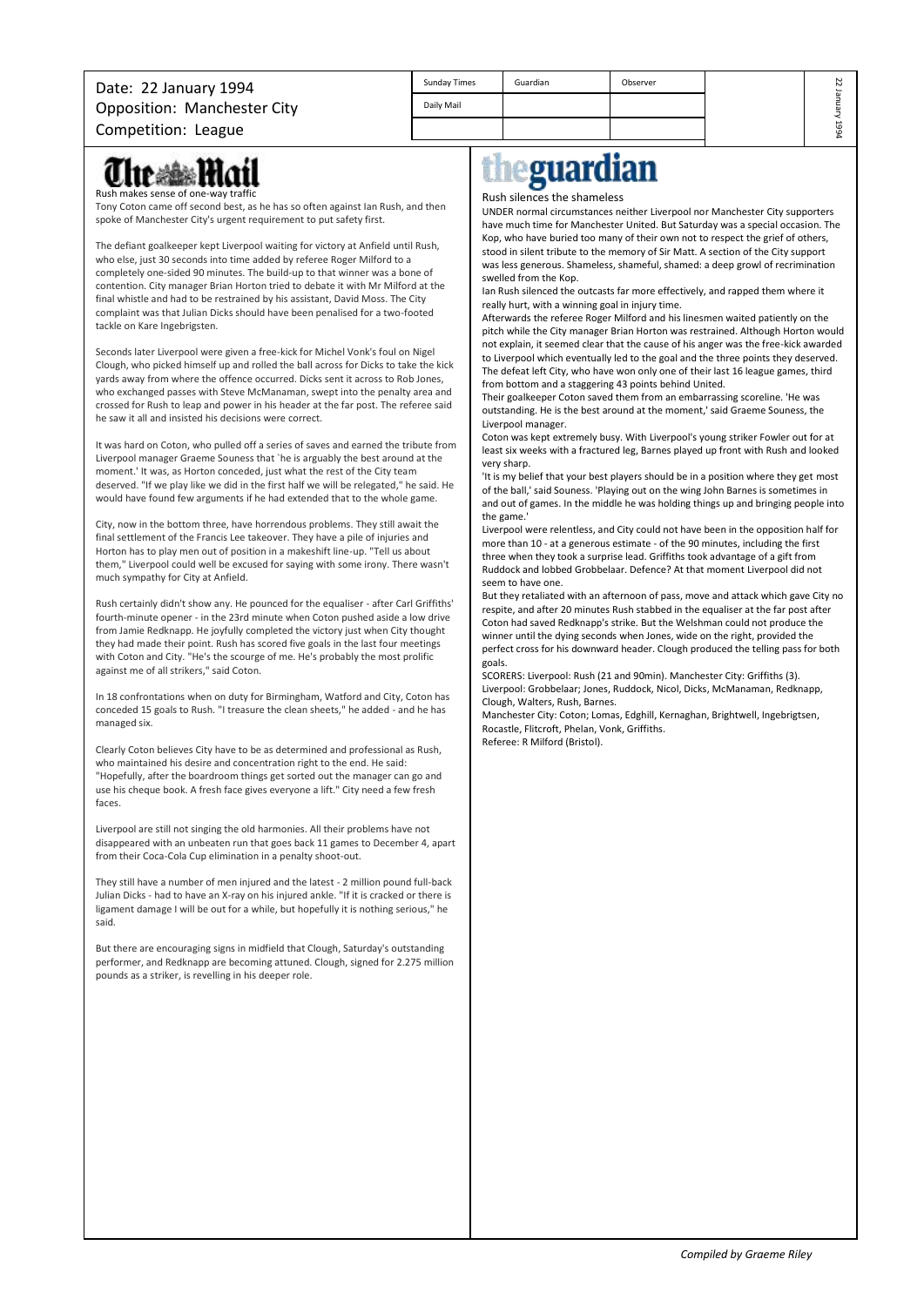Date: 22 January 1994
Opposition: Manchester City
Competition: League

| Sunday Times | Guardian | Observer |
| --- | --- | --- |
| Daily Mail | | |

## The Mail

### Rush makes sense of one-way traffic

Tony Coton came off second best, as he has so often against Ian Rush, and then spoke of Manchester City's urgent requirement to put safety first.

The defiant goalkeeper kept Liverpool waiting for victory at Anfield until Rush, who else, just 30 seconds into time added by referee Roger Milford to a completely one-sided 90 minutes. The build-up to that winner was a bone of contention. City manager Brian Horton tried to debate it with Mr Milford at the final whistle and had to be restrained by his assistant, David Moss. The City complaint was that Julian Dicks should have been penalised for a two-footed tackle on Kare Ingebrigsten.

Seconds later Liverpool were given a free-kick for Michel Vonk's foul on Nigel Clough, who picked himself up and rolled the ball across for Dicks to take the kick yards away from where the offence occurred. Dicks sent it across to Rob Jones, who exchanged passes with Steve McManaman, swept into the penalty area and crossed for Rush to leap and power in his header at the far post. The referee said he saw it all and insisted his decisions were correct.

It was hard on Coton, who pulled off a series of saves and earned the tribute from Liverpool manager Graeme Souness that `he is arguably the best around at the moment.' It was, as Horton conceded, just what the rest of the City team deserved. "If we play like we did in the first half we will be relegated," he said. He would have found few arguments if he had extended that to the whole game.

City, now in the bottom three, have horrendous problems. They still await the final settlement of the Francis Lee takeover. They have a pile of injuries and Horton has to play men out of position in a makeshift line-up. "Tell us about them," Liverpool could well be excused for saying with some irony. There wasn't much sympathy for City at Anfield.

Rush certainly didn't show any. He pounced for the equaliser - after Carl Griffiths' fourth-minute opener - in the 23rd minute when Coton pushed aside a low drive from Jamie Redknapp. He joyfully completed the victory just when City thought they had made their point. Rush has scored five goals in the last four meetings with Coton and City. "He's the scourge of me. He's probably the most prolific against me of all strikers," said Coton.

In 18 confrontations when on duty for Birmingham, Watford and City, Coton has conceded 15 goals to Rush. "I treasure the clean sheets," he added - and he has managed six.

Clearly Coton believes City have to be as determined and professional as Rush, who maintained his desire and concentration right to the end. He said: "Hopefully, after the boardroom things get sorted out the manager can go and use his cheque book. A fresh face gives everyone a lift." City need a few fresh faces.

Liverpool are still not singing the old harmonies. All their problems have not disappeared with an unbeaten run that goes back 11 games to December 4, apart from their Coca-Cola Cup elimination in a penalty shoot-out.

They still have a number of men injured and the latest - 2 million pound full-back Julian Dicks - had to have an X-ray on his injured ankle. "If it is cracked or there is ligament damage I will be out for a while, but hopefully it is nothing serious," he said.

But there are encouraging signs in midfield that Clough, Saturday's outstanding performer, and Redknapp are becoming attuned. Clough, signed for 2.275 million pounds as a striker, is revelling in his deeper role.

## theguardian

### Rush silences the shameless

UNDER normal circumstances neither Liverpool nor Manchester City supporters have much time for Manchester United. But Saturday was a special occasion. The Kop, who have buried too many of their own not to respect the grief of others, stood in silent tribute to the memory of Sir Matt. A section of the City support was less generous. Shameless, shameful, shamed: a deep growl of recrimination swelled from the Kop.

Ian Rush silenced the outcasts far more effectively, and rapped them where it really hurt, with a winning goal in injury time.

Afterwards the referee Roger Milford and his linesmen waited patiently on the pitch while the City manager Brian Horton was restrained. Although Horton would not explain, it seemed clear that the cause of his anger was the free-kick awarded to Liverpool which eventually led to the goal and the three points they deserved. The defeat left City, who have won only one of their last 16 league games, third from bottom and a staggering 43 points behind United.

Their goalkeeper Coton saved them from an embarrassing scoreline. 'He was outstanding. He is the best around at the moment,' said Graeme Souness, the Liverpool manager.

Coton was kept extremely busy. With Liverpool's young striker Fowler out for at least six weeks with a fractured leg, Barnes played up front with Rush and looked very sharp.

'It is my belief that your best players should be in a position where they get most of the ball,' said Souness. 'Playing out on the wing John Barnes is sometimes in and out of games. In the middle he was holding things up and bringing people into the game.'

Liverpool were relentless, and City could not have been in the opposition half for more than 10 - at a generous estimate - of the 90 minutes, including the first three when they took a surprise lead. Griffiths took advantage of a gift from Ruddock and lobbed Grobbelaar. Defence? At that moment Liverpool did not seem to have one.

But they retaliated with an afternoon of pass, move and attack which gave City no respite, and after 20 minutes Rush stabbed in the equaliser at the far post after Coton had saved Redknapp's strike. But the Welshman could not produce the winner until the dying seconds when Jones, wide on the right, provided the perfect cross for his downward header. Clough produced the telling pass for both goals.

SCORERS: Liverpool: Rush (21 and 90min). Manchester City: Griffiths (3).

Liverpool: Grobbelaar; Jones, Ruddock, Nicol, Dicks, McManaman, Redknapp, Clough, Walters, Rush, Barnes.

Manchester City: Coton; Lomas, Edghill, Kernaghan, Brightwell, Ingebrigtsen, Rocastle, Flitcroft, Phelan, Vonk, Griffiths.

Referee: R Milford (Bristol).

*Compiled by Graeme Riley*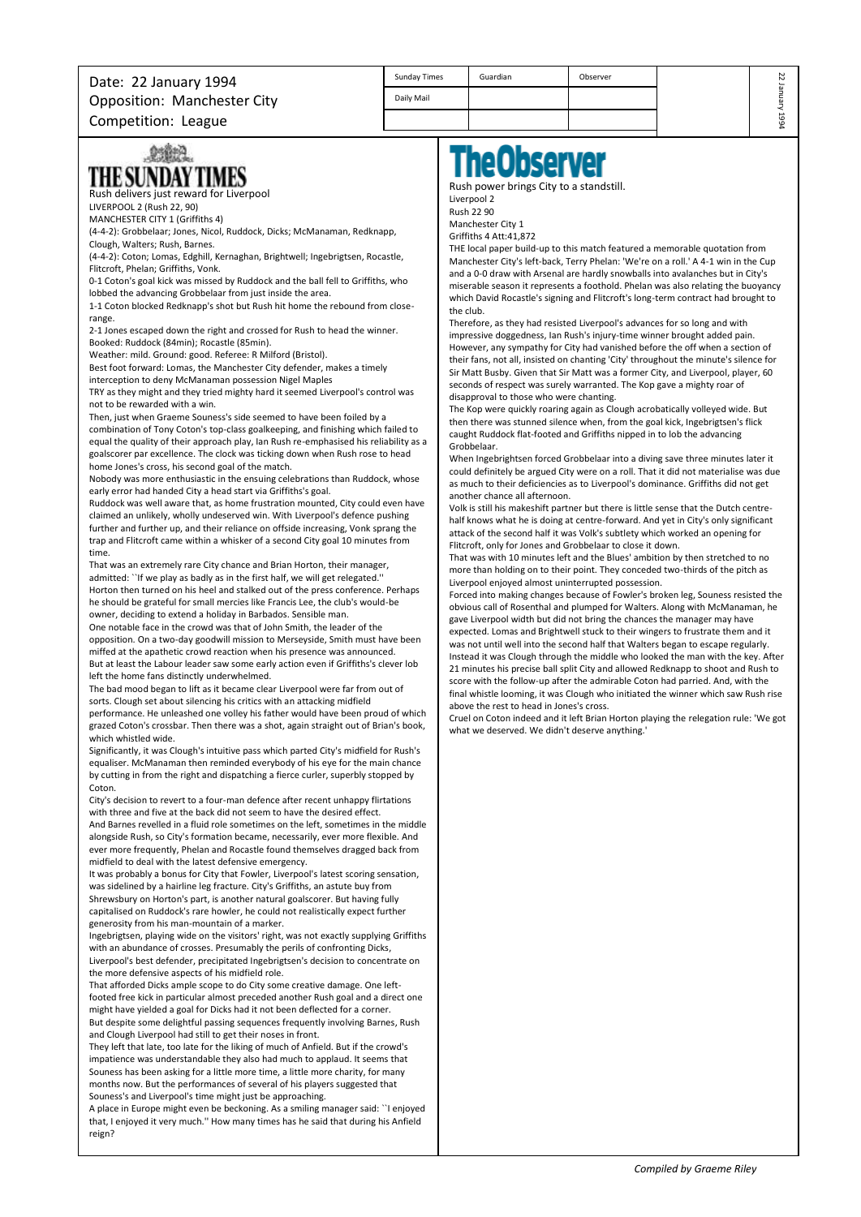Date: 22 January 1994
Opposition: Manchester City
Competition: League

| Sunday Times | Guardian | Observer |
|---|---|---|
| Daily Mail | | |

# THE SUNDAY TIMES

Rush delivers just reward for Liverpool

LIVERPOOL 2 (Rush 22, 90)
MANCHESTER CITY 1 (Griffiths 4)

(4-4-2): Grobbelaar; Jones, Nicol, Ruddock, Dicks; McManaman, Redknapp, Clough, Walters; Rush, Barnes.

(4-4-2): Coton; Lomas, Edghill, Kernaghan, Brightwell; Ingebrigtsen, Rocastle, Flitcroft, Phelan; Griffiths, Vonk.

0-1 Coton's goal kick was missed by Ruddock and the ball fell to Griffiths, who lobbed the advancing Grobbelaar from just inside the area.

1-1 Coton blocked Redknapp's shot but Rush hit home the rebound from close-range.

2-1 Jones escaped down the right and crossed for Rush to head the winner.

Booked: Ruddock (84min); Rocastle (85min).

Weather: mild. Ground: good. Referee: R Milford (Bristol).

Best foot forward: Lomas, the Manchester City defender, makes a timely interception to deny McManaman possession Nigel Maples

TRY as they might and they tried mighty hard it seemed Liverpool's control was not to be rewarded with a win.

Then, just when Graeme Souness's side seemed to have been foiled by a combination of Tony Coton's top-class goalkeeping, and finishing which failed to equal the quality of their approach play, Ian Rush re-emphasised his reliability as a goalscorer par excellence. The clock was ticking down when Rush rose to head home Jones's cross, his second goal of the match.

Nobody was more enthusiastic in the ensuing celebrations than Ruddock, whose early error had handed City a head start via Griffiths's goal.

Ruddock was well aware that, as home frustration mounted, City could even have claimed an unlikely, wholly undeserved win. With Liverpool's defence pushing further and further up, and their reliance on offside increasing, Vonk sprang the trap and Flitcroft came within a whisker of a second City goal 10 minutes from time.

That was an extremely rare City chance and Brian Horton, their manager, admitted: ``If we play as badly as in the first half, we will get relegated.'' Horton then turned on his heel and stalked out of the press conference. Perhaps he should be grateful for small mercies like Francis Lee, the club's would-be owner, deciding to extend a holiday in Barbados. Sensible man.

One notable face in the crowd was that of John Smith, the leader of the opposition. On a two-day goodwill mission to Merseyside, Smith must have been miffed at the apathetic crowd reaction when his presence was announced. But at least the Labour leader saw some early action even if Griffiths's clever lob left the home fans distinctly underwhelmed.

The bad mood began to lift as it became clear Liverpool were far from out of sorts. Clough set about silencing his critics with an attacking midfield performance. He unleashed one volley his father would have been proud of which grazed Coton's crossbar. Then there was a shot, again straight out of Brian's book, which whistled wide.

Significantly, it was Clough's intuitive pass which parted City's midfield for Rush's equaliser. McManaman then reminded everybody of his eye for the main chance by cutting in from the right and dispatching a fierce curler, superbly stopped by Coton.

City's decision to revert to a four-man defence after recent unhappy flirtations with three and five at the back did not seem to have the desired effect.

And Barnes revelled in a fluid role sometimes on the left, sometimes in the middle alongside Rush, so City's formation became, necessarily, ever more flexible. And ever more frequently, Phelan and Rocastle found themselves dragged back from midfield to deal with the latest defensive emergency.

It was probably a bonus for City that Fowler, Liverpool's latest scoring sensation, was sidelined by a hairline leg fracture. City's Griffiths, an astute buy from Shrewsbury on Horton's part, is another natural goalscorer. But having fully capitalised on Ruddock's rare howler, he could not realistically expect further generosity from his man-mountain of a marker.

Ingebrigtsen, playing wide on the visitors' right, was not exactly supplying Griffiths with an abundance of crosses. Presumably the perils of confronting Dicks, Liverpool's best defender, precipitated Ingebrigtsen's decision to concentrate on the more defensive aspects of his midfield role.

That afforded Dicks ample scope to do City some creative damage. One left-footed free kick in particular almost preceded another Rush goal and a direct one might have yielded a goal for Dicks had it not been deflected for a corner.

But despite some delightful passing sequences frequently involving Barnes, Rush and Clough Liverpool had still to get their noses in front.

They left that late, too late for the liking of much of Anfield. But if the crowd's impatience was understandable they also had much to applaud. It seems that Souness has been asking for a little more time, a little more charity, for many months now. But the performances of several of his players suggested that Souness's and Liverpool's time might just be approaching.

A place in Europe might even be beckoning. As a smiling manager said: ``I enjoyed that, I enjoyed it very much.'' How many times has he said that during his Anfield reign?

# The Observer

Rush power brings City to a standstill.

Liverpool 2
Rush 22 90
Manchester City 1
Griffiths 4 Att:41,872

THE local paper build-up to this match featured a memorable quotation from Manchester City's left-back, Terry Phelan: 'We're on a roll.' A 4-1 win in the Cup and a 0-0 draw with Arsenal are hardly snowballs into avalanches but in City's miserable season it represents a foothold. Phelan was also relating the buoyancy which David Rocastle's signing and Flitcroft's long-term contract had brought to the club.

Therefore, as they had resisted Liverpool's advances for so long and with impressive doggedness, Ian Rush's injury-time winner brought added pain. However, any sympathy for City had vanished before the off when a section of their fans, not all, insisted on chanting 'City' throughout the minute's silence for Sir Matt Busby. Given that Sir Matt was a former City, and Liverpool, player, 60 seconds of respect was surely warranted. The Kop gave a mighty roar of disapproval to those who were chanting.

The Kop were quickly roaring again as Clough acrobatically volleyed wide. But then there was stunned silence when, from the goal kick, Ingebrigtsen's flick caught Ruddock flat-footed and Griffiths nipped in to lob the advancing Grobbelaar.

When Ingebrightsen forced Grobbelaar into a diving save three minutes later it could definitely be argued City were on a roll. That it did not materialise was due as much to their deficiencies as to Liverpool's dominance. Griffiths did not get another chance all afternoon.

Volk is still his makeshift partner but there is little sense that the Dutch centre-half knows what he is doing at centre-forward. And yet in City's only significant attack of the second half it was Volk's subtlety which worked an opening for Flitcroft, only for Jones and Grobbelaar to close it down.

That was with 10 minutes left and the Blues' ambition by then stretched to no more than holding on to their point. They conceded two-thirds of the pitch as Liverpool enjoyed almost uninterrupted possession.

Forced into making changes because of Fowler's broken leg, Souness resisted the obvious call of Rosenthal and plumped for Walters. Along with McManaman, he gave Liverpool width but did not bring the chances the manager may have expected. Lomas and Brightwell stuck to their wingers to frustrate them and it was not until well into the second half that Walters began to escape regularly. Instead it was Clough through the middle who looked the man with the key. After 21 minutes his precise ball split City and allowed Redknapp to shoot and Rush to score with the follow-up after the admirable Coton had parried. And, with the final whistle looming, it was Clough who initiated the winner which saw Rush rise above the rest to head in Jones's cross.

Cruel on Coton indeed and it left Brian Horton playing the relegation rule: 'We got what we deserved. We didn't deserve anything.'

*Compiled by Graeme Riley*